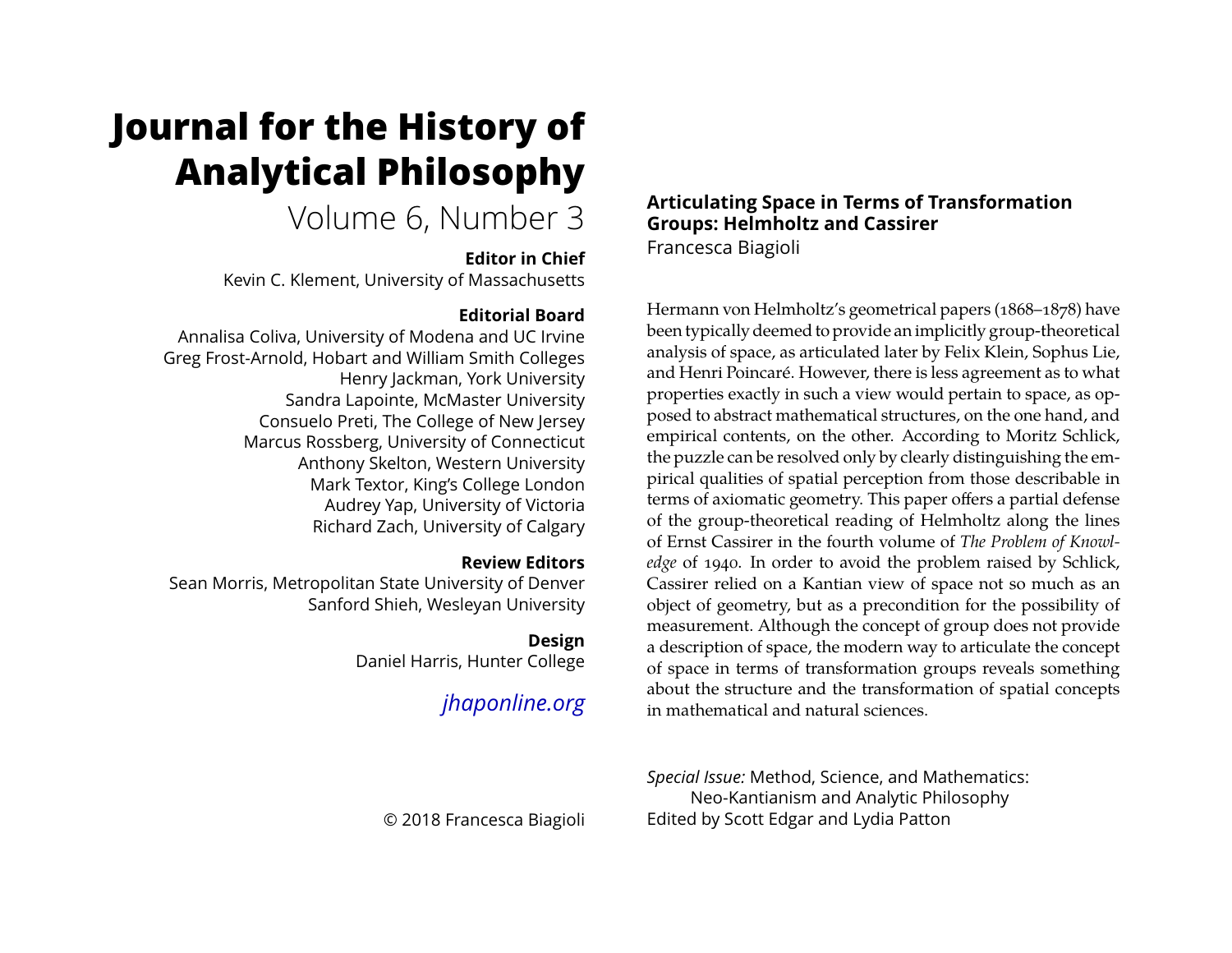# Journal for the History of Analytical Philosophy

Volume 6, Number 3

**Editor in Chief**

Kevin C. Klement, University of Massachusetts

**Editorial Board**

Annalisa Coliva, University of Modena and UC Irvine
Greg Frost-Arnold, Hobart and William Smith Colleges
Henry Jackman, York University
Sandra Lapointe, McMaster University
Consuelo Preti, The College of New Jersey
Marcus Rossberg, University of Connecticut
Anthony Skelton, Western University
Mark Textor, King's College London
Audrey Yap, University of Victoria
Richard Zach, University of Calgary

**Review Editors**

Sean Morris, Metropolitan State University of Denver
Sanford Shieh, Wesleyan University

**Design**

Daniel Harris, Hunter College

*jhaponline.org*

© 2018 Francesca Biagioli

## Articulating Space in Terms of Transformation Groups: Helmholtz and Cassirer

Francesca Biagioli

Hermann von Helmholtz's geometrical papers (1868–1878) have been typically deemed to provide an implicitly group-theoretical analysis of space, as articulated later by Felix Klein, Sophus Lie, and Henri Poincaré. However, there is less agreement as to what properties exactly in such a view would pertain to space, as opposed to abstract mathematical structures, on the one hand, and empirical contents, on the other. According to Moritz Schlick, the puzzle can be resolved only by clearly distinguishing the empirical qualities of spatial perception from those describable in terms of axiomatic geometry. This paper offers a partial defense of the group-theoretical reading of Helmholtz along the lines of Ernst Cassirer in the fourth volume of *The Problem of Knowledge* of 1940. In order to avoid the problem raised by Schlick, Cassirer relied on a Kantian view of space not so much as an object of geometry, but as a precondition for the possibility of measurement. Although the concept of group does not provide a description of space, the modern way to articulate the concept of space in terms of transformation groups reveals something about the structure and the transformation of spatial concepts in mathematical and natural sciences.

*Special Issue:* Method, Science, and Mathematics: Neo-Kantianism and Analytic Philosophy
Edited by Scott Edgar and Lydia Patton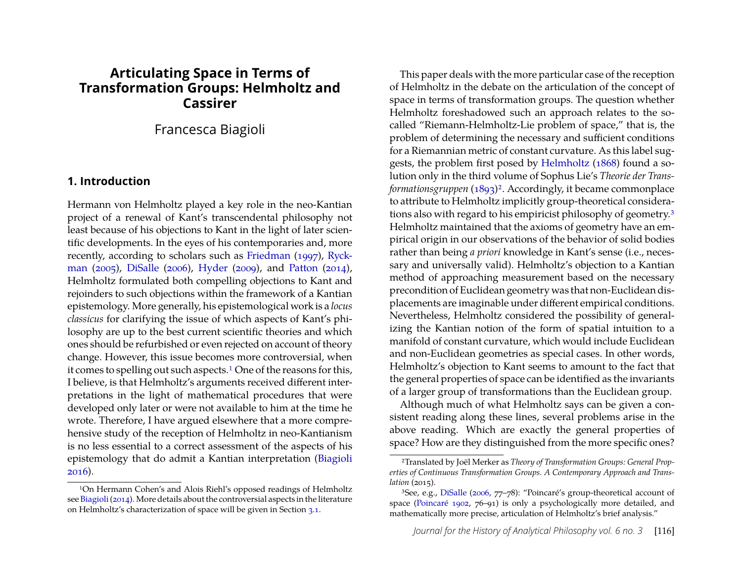# Articulating Space in Terms of Transformation Groups: Helmholtz and Cassirer

Francesca Biagioli

## 1. Introduction

Hermann von Helmholtz played a key role in the neo-Kantian project of a renewal of Kant's transcendental philosophy not least because of his objections to Kant in the light of later scientific developments. In the eyes of his contemporaries and, more recently, according to scholars such as Friedman (1997), Ryckman (2005), DiSalle (2006), Hyder (2009), and Patton (2014), Helmholtz formulated both compelling objections to Kant and rejoinders to such objections within the framework of a Kantian epistemology. More generally, his epistemological work is a *locus classicus* for clarifying the issue of which aspects of Kant's philosophy are up to the best current scientific theories and which ones should be refurbished or even rejected on account of theory change. However, this issue becomes more controversial, when it comes to spelling out such aspects.[1] One of the reasons for this, I believe, is that Helmholtz's arguments received different interpretations in the light of mathematical procedures that were developed only later or were not available to him at the time he wrote. Therefore, I have argued elsewhere that a more comprehensive study of the reception of Helmholtz in neo-Kantianism is no less essential to a correct assessment of the aspects of his epistemology that do admit a Kantian interpretation (Biagioli 2016).

This paper deals with the more particular case of the reception of Helmholtz in the debate on the articulation of the concept of space in terms of transformation groups. The question whether Helmholtz foreshadowed such an approach relates to the so-called "Riemann-Helmholtz-Lie problem of space," that is, the problem of determining the necessary and sufficient conditions for a Riemannian metric of constant curvature. As this label suggests, the problem first posed by Helmholtz (1868) found a solution only in the third volume of Sophus Lie's *Theorie der Transformationsgruppen* (1893)[2]. Accordingly, it became commonplace to attribute to Helmholtz implicitly group-theoretical considerations also with regard to his empiricist philosophy of geometry.[3] Helmholtz maintained that the axioms of geometry have an empirical origin in our observations of the behavior of solid bodies rather than being *a priori* knowledge in Kant's sense (i.e., necessary and universally valid). Helmholtz's objection to a Kantian method of approaching measurement based on the necessary precondition of Euclidean geometry was that non-Euclidean displacements are imaginable under different empirical conditions. Nevertheless, Helmholtz considered the possibility of generalizing the Kantian notion of the form of spatial intuition to a manifold of constant curvature, which would include Euclidean and non-Euclidean geometries as special cases. In other words, Helmholtz's objection to Kant seems to amount to the fact that the general properties of space can be identified as the invariants of a larger group of transformations than the Euclidean group.

Although much of what Helmholtz says can be given a consistent reading along these lines, several problems arise in the above reading. Which are exactly the general properties of space? How are they distinguished from the more specific ones?

---

[1] On Hermann Cohen's and Alois Riehl's opposed readings of Helmholtz see Biagioli (2014). More details about the controversial aspects in the literature on Helmholtz's characterization of space will be given in Section 3.1.

[2] Translated by Joël Merker as *Theory of Transformation Groups: General Properties of Continuous Transformation Groups. A Contemporary Approach and Translation* (2015).

[3] See, e.g., DiSalle (2006, 77–78): "Poincaré's group-theoretical account of space (Poincaré 1902, 76–91) is only a psychologically more detailed, and mathematically more precise, articulation of Helmholtz's brief analysis."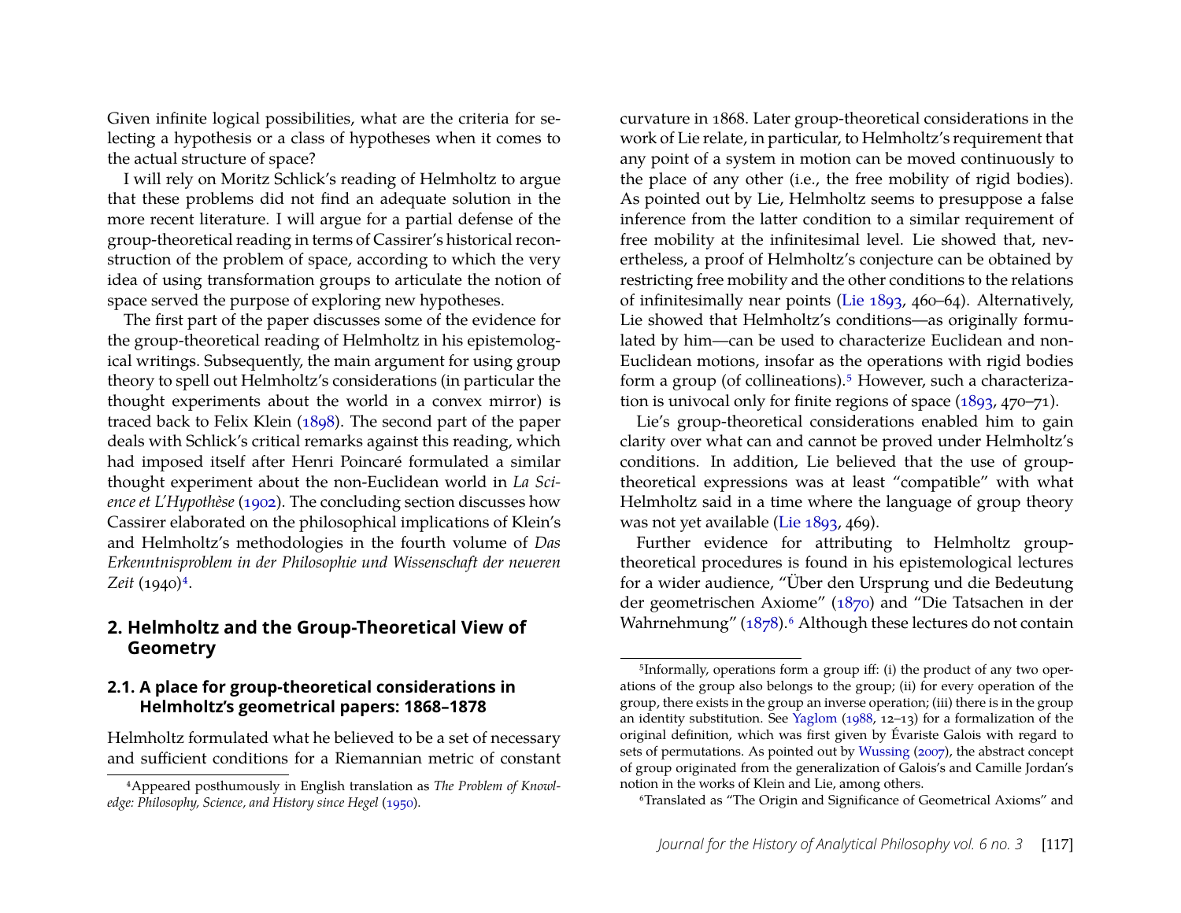Given infinite logical possibilities, what are the criteria for selecting a hypothesis or a class of hypotheses when it comes to the actual structure of space?

I will rely on Moritz Schlick's reading of Helmholtz to argue that these problems did not find an adequate solution in the more recent literature. I will argue for a partial defense of the group-theoretical reading in terms of Cassirer's historical reconstruction of the problem of space, according to which the very idea of using transformation groups to articulate the notion of space served the purpose of exploring new hypotheses.

The first part of the paper discusses some of the evidence for the group-theoretical reading of Helmholtz in his epistemological writings. Subsequently, the main argument for using group theory to spell out Helmholtz's considerations (in particular the thought experiments about the world in a convex mirror) is traced back to Felix Klein (1898). The second part of the paper deals with Schlick's critical remarks against this reading, which had imposed itself after Henri Poincaré formulated a similar thought experiment about the non-Euclidean world in *La Science et L'Hypothèse* (1902). The concluding section discusses how Cassirer elaborated on the philosophical implications of Klein's and Helmholtz's methodologies in the fourth volume of *Das Erkenntnisproblem in der Philosophie und Wissenschaft der neueren Zeit* (1940)[4].

## 2. Helmholtz and the Group-Theoretical View of Geometry

### 2.1. A place for group-theoretical considerations in Helmholtz's geometrical papers: 1868–1878

Helmholtz formulated what he believed to be a set of necessary and sufficient conditions for a Riemannian metric of constant curvature in 1868. Later group-theoretical considerations in the work of Lie relate, in particular, to Helmholtz's requirement that any point of a system in motion can be moved continuously to the place of any other (i.e., the free mobility of rigid bodies). As pointed out by Lie, Helmholtz seems to presuppose a false inference from the latter condition to a similar requirement of free mobility at the infinitesimal level. Lie showed that, nevertheless, a proof of Helmholtz's conjecture can be obtained by restricting free mobility and the other conditions to the relations of infinitesimally near points (Lie 1893, 460–64). Alternatively, Lie showed that Helmholtz's conditions—as originally formulated by him—can be used to characterize Euclidean and non-Euclidean motions, insofar as the operations with rigid bodies form a group (of collineations).[5] However, such a characterization is univocal only for finite regions of space (1893, 470–71).

Lie's group-theoretical considerations enabled him to gain clarity over what can and cannot be proved under Helmholtz's conditions. In addition, Lie believed that the use of group-theoretical expressions was at least "compatible" with what Helmholtz said in a time where the language of group theory was not yet available (Lie 1893, 469).

Further evidence for attributing to Helmholtz group-theoretical procedures is found in his epistemological lectures for a wider audience, "Über den Ursprung und die Bedeutung der geometrischen Axiome" (1870) and "Die Tatsachen in der Wahrnehmung" (1878).[6] Although these lectures do not contain

---

[4] Appeared posthumously in English translation as *The Problem of Knowledge: Philosophy, Science, and History since Hegel* (1950).

[5] Informally, operations form a group iff: (i) the product of any two operations of the group also belongs to the group; (ii) for every operation of the group, there exists in the group an inverse operation; (iii) there is in the group an identity substitution. See Yaglom (1988, 12–13) for a formalization of the original definition, which was first given by Évariste Galois with regard to sets of permutations. As pointed out by Wussing (2007), the abstract concept of group originated from the generalization of Galois's and Camille Jordan's notion in the works of Klein and Lie, among others.

[6] Translated as "The Origin and Significance of Geometrical Axioms" and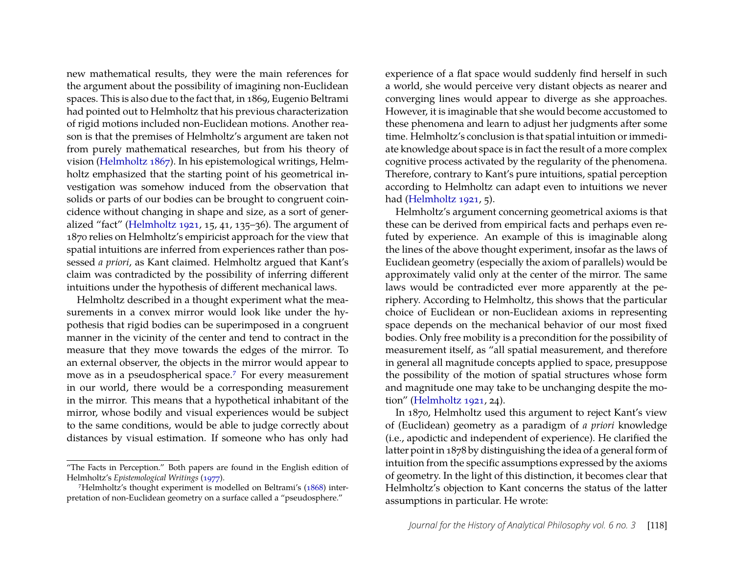new mathematical results, they were the main references for the argument about the possibility of imagining non-Euclidean spaces. This is also due to the fact that, in 1869, Eugenio Beltrami had pointed out to Helmholtz that his previous characterization of rigid motions included non-Euclidean motions. Another reason is that the premises of Helmholtz's argument are taken not from purely mathematical researches, but from his theory of vision (Helmholtz 1867). In his epistemological writings, Helmholtz emphasized that the starting point of his geometrical investigation was somehow induced from the observation that solids or parts of our bodies can be brought to congruent coincidence without changing in shape and size, as a sort of generalized "fact" (Helmholtz 1921, 15, 41, 135–36). The argument of 1870 relies on Helmholtz's empiricist approach for the view that spatial intuitions are inferred from experiences rather than possessed *a priori*, as Kant claimed. Helmholtz argued that Kant's claim was contradicted by the possibility of inferring different intuitions under the hypothesis of different mechanical laws.

Helmholtz described in a thought experiment what the measurements in a convex mirror would look like under the hypothesis that rigid bodies can be superimposed in a congruent manner in the vicinity of the center and tend to contract in the measure that they move towards the edges of the mirror. To an external observer, the objects in the mirror would appear to move as in a pseudospherical space.[7] For every measurement in our world, there would be a corresponding measurement in the mirror. This means that a hypothetical inhabitant of the mirror, whose bodily and visual experiences would be subject to the same conditions, would be able to judge correctly about distances by visual estimation. If someone who has only had experience of a flat space would suddenly find herself in such a world, she would perceive very distant objects as nearer and converging lines would appear to diverge as she approaches. However, it is imaginable that she would become accustomed to these phenomena and learn to adjust her judgments after some time. Helmholtz's conclusion is that spatial intuition or immediate knowledge about space is in fact the result of a more complex cognitive process activated by the regularity of the phenomena. Therefore, contrary to Kant's pure intuitions, spatial perception according to Helmholtz can adapt even to intuitions we never had (Helmholtz 1921, 5).

Helmholtz's argument concerning geometrical axioms is that these can be derived from empirical facts and perhaps even refuted by experience. An example of this is imaginable along the lines of the above thought experiment, insofar as the laws of Euclidean geometry (especially the axiom of parallels) would be approximately valid only at the center of the mirror. The same laws would be contradicted ever more apparently at the periphery. According to Helmholtz, this shows that the particular choice of Euclidean or non-Euclidean axioms in representing space depends on the mechanical behavior of our most fixed bodies. Only free mobility is a precondition for the possibility of measurement itself, as "all spatial measurement, and therefore in general all magnitude concepts applied to space, presuppose the possibility of the motion of spatial structures whose form and magnitude one may take to be unchanging despite the motion" (Helmholtz 1921, 24).

In 1870, Helmholtz used this argument to reject Kant's view of (Euclidean) geometry as a paradigm of *a priori* knowledge (i.e., apodictic and independent of experience). He clarified the latter point in 1878 by distinguishing the idea of a general form of intuition from the specific assumptions expressed by the axioms of geometry. In the light of this distinction, it becomes clear that Helmholtz's objection to Kant concerns the status of the latter assumptions in particular. He wrote:

---

"The Facts in Perception." Both papers are found in the English edition of Helmholtz's *Epistemological Writings* (1977).

[7] Helmholtz's thought experiment is modelled on Beltrami's (1868) interpretation of non-Euclidean geometry on a surface called a "pseudosphere."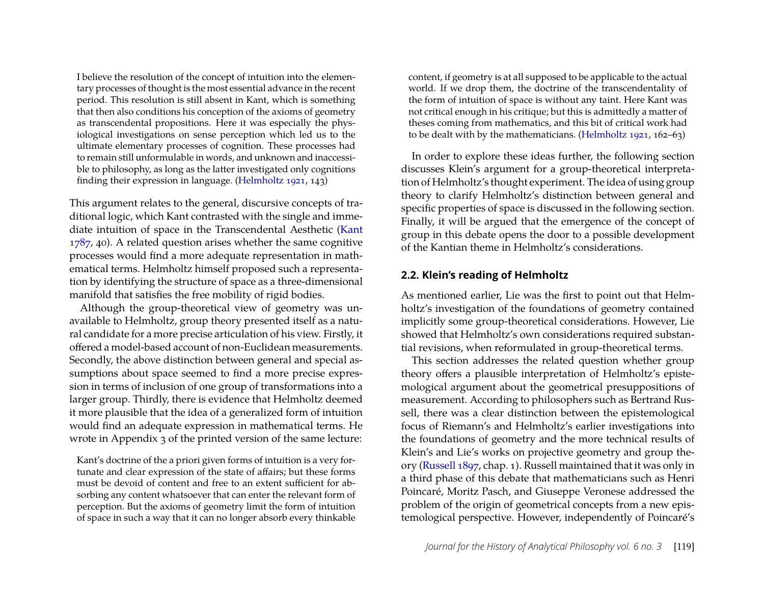> I believe the resolution of the concept of intuition into the elementary processes of thought is the most essential advance in the recent period. This resolution is still absent in Kant, which is something that then also conditions his conception of the axioms of geometry as transcendental propositions. Here it was especially the physiological investigations on sense perception which led us to the ultimate elementary processes of cognition. These processes had to remain still unformulable in words, and unknown and inaccessible to philosophy, as long as the latter investigated only cognitions finding their expression in language. (Helmholtz 1921, 143)

This argument relates to the general, discursive concepts of traditional logic, which Kant contrasted with the single and immediate intuition of space in the Transcendental Aesthetic (Kant 1787, 40). A related question arises whether the same cognitive processes would find a more adequate representation in mathematical terms. Helmholtz himself proposed such a representation by identifying the structure of space as a three-dimensional manifold that satisfies the free mobility of rigid bodies.

Although the group-theoretical view of geometry was unavailable to Helmholtz, group theory presented itself as a natural candidate for a more precise articulation of his view. Firstly, it offered a model-based account of non-Euclidean measurements. Secondly, the above distinction between general and special assumptions about space seemed to find a more precise expression in terms of inclusion of one group of transformations into a larger group. Thirdly, there is evidence that Helmholtz deemed it more plausible that the idea of a generalized form of intuition would find an adequate expression in mathematical terms. He wrote in Appendix 3 of the printed version of the same lecture:

> Kant's doctrine of the a priori given forms of intuition is a very fortunate and clear expression of the state of affairs; but these forms must be devoid of content and free to an extent sufficient for absorbing any content whatsoever that can enter the relevant form of perception. But the axioms of geometry limit the form of intuition of space in such a way that it can no longer absorb every thinkable content, if geometry is at all supposed to be applicable to the actual world. If we drop them, the doctrine of the transcendentality of the form of intuition of space is without any taint. Here Kant was not critical enough in his critique; but this is admittedly a matter of theses coming from mathematics, and this bit of critical work had to be dealt with by the mathematicians. (Helmholtz 1921, 162–63)

In order to explore these ideas further, the following section discusses Klein's argument for a group-theoretical interpretation of Helmholtz's thought experiment. The idea of using group theory to clarify Helmholtz's distinction between general and specific properties of space is discussed in the following section. Finally, it will be argued that the emergence of the concept of group in this debate opens the door to a possible development of the Kantian theme in Helmholtz's considerations.

### 2.2. Klein's reading of Helmholtz

As mentioned earlier, Lie was the first to point out that Helmholtz's investigation of the foundations of geometry contained implicitly some group-theoretical considerations. However, Lie showed that Helmholtz's own considerations required substantial revisions, when reformulated in group-theoretical terms.

This section addresses the related question whether group theory offers a plausible interpretation of Helmholtz's epistemological argument about the geometrical presuppositions of measurement. According to philosophers such as Bertrand Russell, there was a clear distinction between the epistemological focus of Riemann's and Helmholtz's earlier investigations into the foundations of geometry and the more technical results of Klein's and Lie's works on projective geometry and group theory (Russell 1897, chap. 1). Russell maintained that it was only in a third phase of this debate that mathematicians such as Henri Poincaré, Moritz Pasch, and Giuseppe Veronese addressed the problem of the origin of geometrical concepts from a new epistemological perspective. However, independently of Poincaré's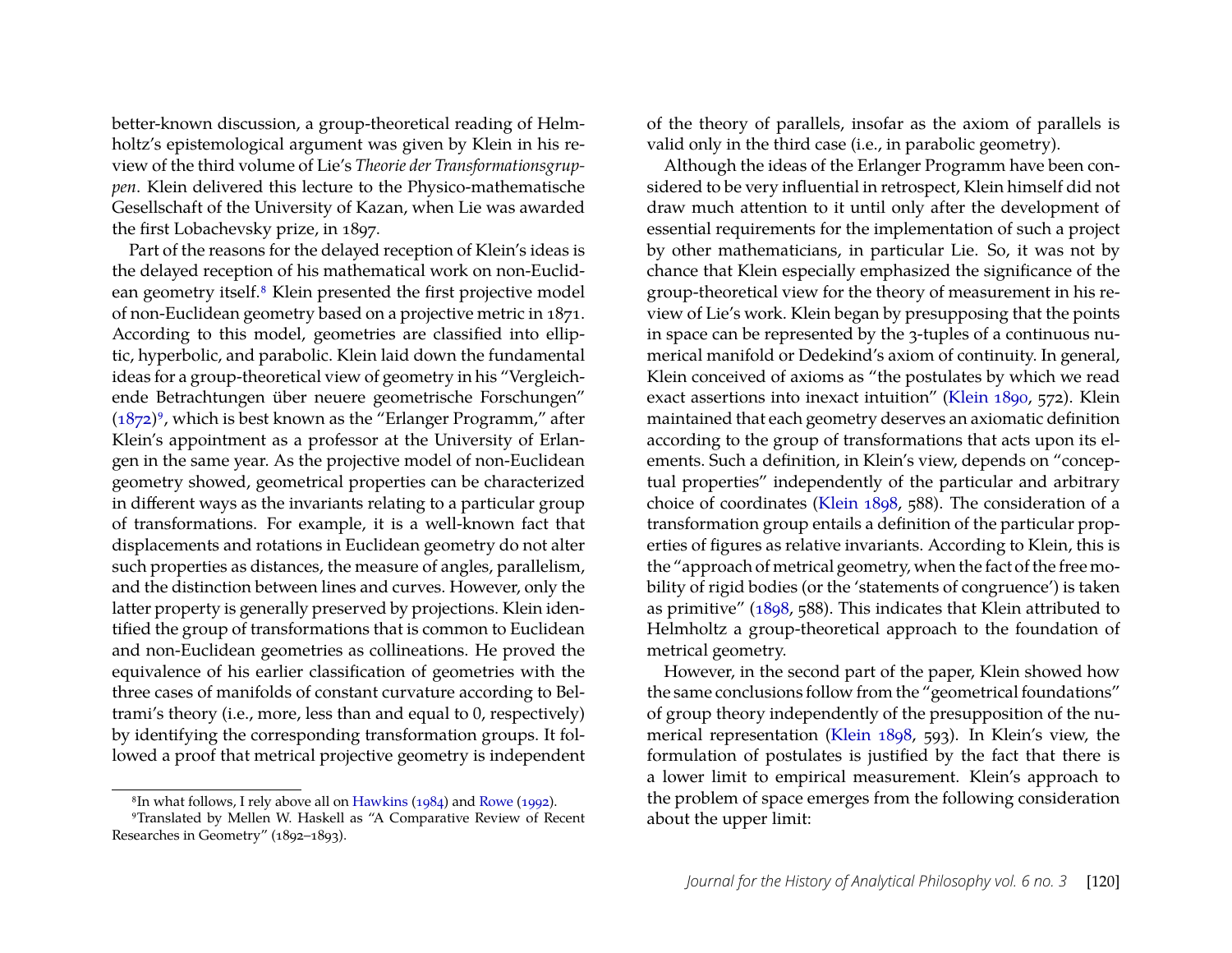better-known discussion, a group-theoretical reading of Helmholtz's epistemological argument was given by Klein in his review of the third volume of Lie's *Theorie der Transformationsgruppen*. Klein delivered this lecture to the Physico-mathematische Gesellschaft of the University of Kazan, when Lie was awarded the first Lobachevsky prize, in 1897.

Part of the reasons for the delayed reception of Klein's ideas is the delayed reception of his mathematical work on non-Euclidean geometry itself.[8] Klein presented the first projective model of non-Euclidean geometry based on a projective metric in 1871. According to this model, geometries are classified into elliptic, hyperbolic, and parabolic. Klein laid down the fundamental ideas for a group-theoretical view of geometry in his "Vergleichende Betrachtungen über neuere geometrische Forschungen" (1872)[9], which is best known as the "Erlanger Programm," after Klein's appointment as a professor at the University of Erlangen in the same year. As the projective model of non-Euclidean geometry showed, geometrical properties can be characterized in different ways as the invariants relating to a particular group of transformations. For example, it is a well-known fact that displacements and rotations in Euclidean geometry do not alter such properties as distances, the measure of angles, parallelism, and the distinction between lines and curves. However, only the latter property is generally preserved by projections. Klein identified the group of transformations that is common to Euclidean and non-Euclidean geometries as collineations. He proved the equivalence of his earlier classification of geometries with the three cases of manifolds of constant curvature according to Beltrami's theory (i.e., more, less than and equal to 0, respectively) by identifying the corresponding transformation groups. It followed a proof that metrical projective geometry is independent of the theory of parallels, insofar as the axiom of parallels is valid only in the third case (i.e., in parabolic geometry).

Although the ideas of the Erlanger Programm have been considered to be very influential in retrospect, Klein himself did not draw much attention to it until only after the development of essential requirements for the implementation of such a project by other mathematicians, in particular Lie. So, it was not by chance that Klein especially emphasized the significance of the group-theoretical view for the theory of measurement in his review of Lie's work. Klein began by presupposing that the points in space can be represented by the 3-tuples of a continuous numerical manifold or Dedekind's axiom of continuity. In general, Klein conceived of axioms as "the postulates by which we read exact assertions into inexact intuition" (Klein 1890, 572). Klein maintained that each geometry deserves an axiomatic definition according to the group of transformations that acts upon its elements. Such a definition, in Klein's view, depends on "conceptual properties" independently of the particular and arbitrary choice of coordinates (Klein 1898, 588). The consideration of a transformation group entails a definition of the particular properties of figures as relative invariants. According to Klein, this is the "approach of metrical geometry, when the fact of the free mobility of rigid bodies (or the 'statements of congruence') is taken as primitive" (1898, 588). This indicates that Klein attributed to Helmholtz a group-theoretical approach to the foundation of metrical geometry.

However, in the second part of the paper, Klein showed how the same conclusions follow from the "geometrical foundations" of group theory independently of the presupposition of the numerical representation (Klein 1898, 593). In Klein's view, the formulation of postulates is justified by the fact that there is a lower limit to empirical measurement. Klein's approach to the problem of space emerges from the following consideration about the upper limit:

[8] In what follows, I rely above all on Hawkins (1984) and Rowe (1992).

[9] Translated by Mellen W. Haskell as "A Comparative Review of Recent Researches in Geometry" (1892–1893).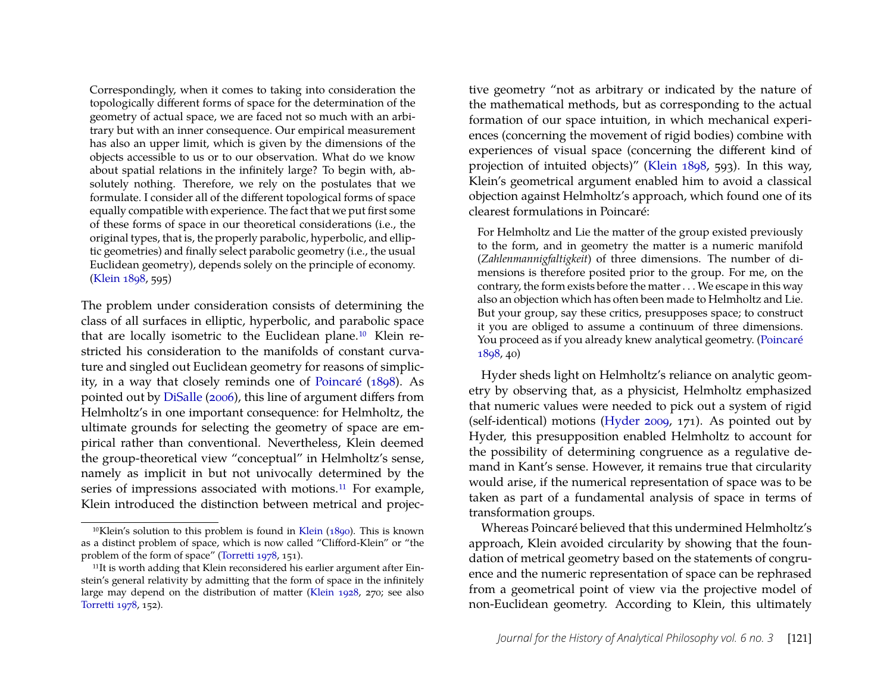> Correspondingly, when it comes to taking into consideration the topologically different forms of space for the determination of the geometry of actual space, we are faced not so much with an arbitrary but with an inner consequence. Our empirical measurement has also an upper limit, which is given by the dimensions of the objects accessible to us or to our observation. What do we know about spatial relations in the infinitely large? To begin with, absolutely nothing. Therefore, we rely on the postulates that we formulate. I consider all of the different topological forms of space equally compatible with experience. The fact that we put first some of these forms of space in our theoretical considerations (i.e., the original types, that is, the properly parabolic, hyperbolic, and elliptic geometries) and finally select parabolic geometry (i.e., the usual Euclidean geometry), depends solely on the principle of economy. (Klein 1898, 595)

The problem under consideration consists of determining the class of all surfaces in elliptic, hyperbolic, and parabolic space that are locally isometric to the Euclidean plane.[10] Klein restricted his consideration to the manifolds of constant curvature and singled out Euclidean geometry for reasons of simplicity, in a way that closely reminds one of Poincaré (1898). As pointed out by DiSalle (2006), this line of argument differs from Helmholtz's in one important consequence: for Helmholtz, the ultimate grounds for selecting the geometry of space are empirical rather than conventional. Nevertheless, Klein deemed the group-theoretical view "conceptual" in Helmholtz's sense, namely as implicit in but not univocally determined by the series of impressions associated with motions.[11] For example, Klein introduced the distinction between metrical and projective geometry "not as arbitrary or indicated by the nature of the mathematical methods, but as corresponding to the actual formation of our space intuition, in which mechanical experiences (concerning the movement of rigid bodies) combine with experiences of visual space (concerning the different kind of projection of intuited objects)" (Klein 1898, 593). In this way, Klein's geometrical argument enabled him to avoid a classical objection against Helmholtz's approach, which found one of its clearest formulations in Poincaré:

> For Helmholtz and Lie the matter of the group existed previously to the form, and in geometry the matter is a numeric manifold (*Zahlenmannigfaltigkeit*) of three dimensions. The number of dimensions is therefore posited prior to the group. For me, on the contrary, the form exists before the matter . . . We escape in this way also an objection which has often been made to Helmholtz and Lie. But your group, say these critics, presupposes space; to construct it you are obliged to assume a continuum of three dimensions. You proceed as if you already knew analytical geometry. (Poincaré 1898, 40)

Hyder sheds light on Helmholtz's reliance on analytic geometry by observing that, as a physicist, Helmholtz emphasized that numeric values were needed to pick out a system of rigid (self-identical) motions (Hyder 2009, 171). As pointed out by Hyder, this presupposition enabled Helmholtz to account for the possibility of determining congruence as a regulative demand in Kant's sense. However, it remains true that circularity would arise, if the numerical representation of space was to be taken as part of a fundamental analysis of space in terms of transformation groups.

Whereas Poincaré believed that this undermined Helmholtz's approach, Klein avoided circularity by showing that the foundation of metrical geometry based on the statements of congruence and the numeric representation of space can be rephrased from a geometrical point of view via the projective model of non-Euclidean geometry. According to Klein, this ultimately

---

[10] Klein's solution to this problem is found in Klein (1890). This is known as a distinct problem of space, which is now called "Clifford-Klein" or "the problem of the form of space" (Torretti 1978, 151).

[11] It is worth adding that Klein reconsidered his earlier argument after Einstein's general relativity by admitting that the form of space in the infinitely large may depend on the distribution of matter (Klein 1928, 270; see also Torretti 1978, 152).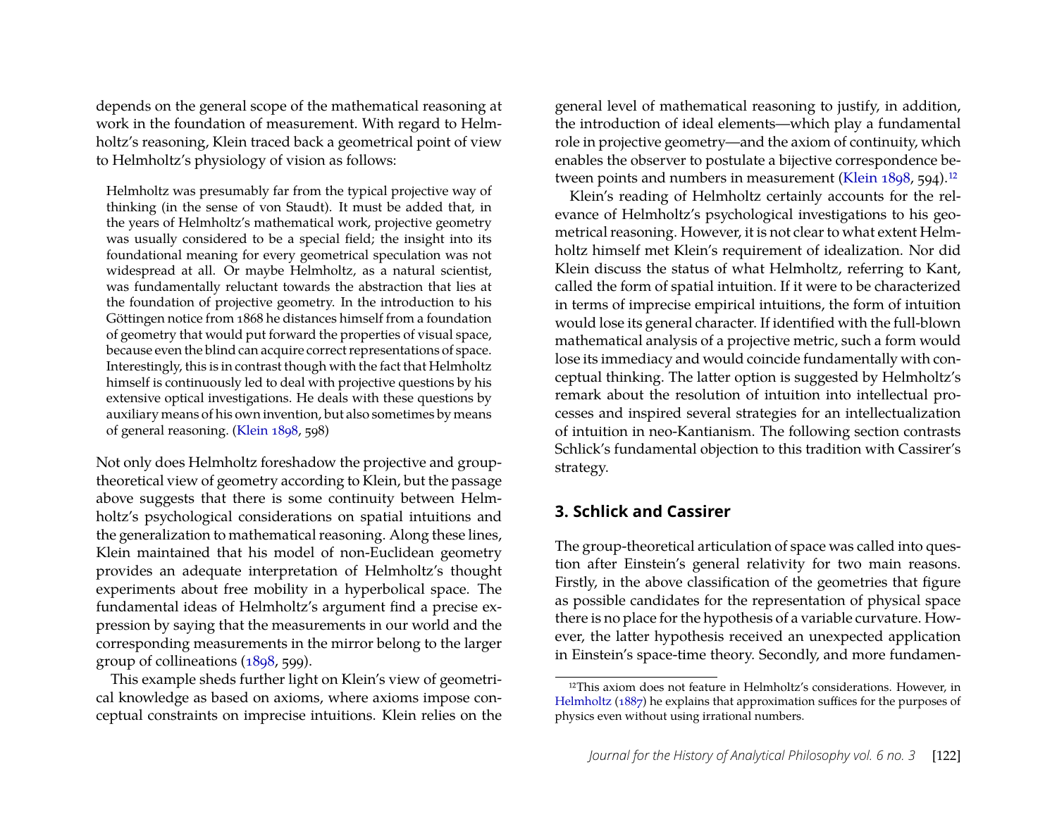depends on the general scope of the mathematical reasoning at work in the foundation of measurement. With regard to Helmholtz's reasoning, Klein traced back a geometrical point of view to Helmholtz's physiology of vision as follows:

> Helmholtz was presumably far from the typical projective way of thinking (in the sense of von Staudt). It must be added that, in the years of Helmholtz's mathematical work, projective geometry was usually considered to be a special field; the insight into its foundational meaning for every geometrical speculation was not widespread at all. Or maybe Helmholtz, as a natural scientist, was fundamentally reluctant towards the abstraction that lies at the foundation of projective geometry. In the introduction to his Göttingen notice from 1868 he distances himself from a foundation of geometry that would put forward the properties of visual space, because even the blind can acquire correct representations of space. Interestingly, this is in contrast though with the fact that Helmholtz himself is continuously led to deal with projective questions by his extensive optical investigations. He deals with these questions by auxiliary means of his own invention, but also sometimes by means of general reasoning. (Klein 1898, 598)

Not only does Helmholtz foreshadow the projective and group-theoretical view of geometry according to Klein, but the passage above suggests that there is some continuity between Helmholtz's psychological considerations on spatial intuitions and the generalization to mathematical reasoning. Along these lines, Klein maintained that his model of non-Euclidean geometry provides an adequate interpretation of Helmholtz's thought experiments about free mobility in a hyperbolical space. The fundamental ideas of Helmholtz's argument find a precise expression by saying that the measurements in our world and the corresponding measurements in the mirror belong to the larger group of collineations (1898, 599).

This example sheds further light on Klein's view of geometrical knowledge as based on axioms, where axioms impose conceptual constraints on imprecise intuitions. Klein relies on the general level of mathematical reasoning to justify, in addition, the introduction of ideal elements—which play a fundamental role in projective geometry—and the axiom of continuity, which enables the observer to postulate a bijective correspondence between points and numbers in measurement (Klein 1898, 594).[12]

Klein's reading of Helmholtz certainly accounts for the relevance of Helmholtz's psychological investigations to his geometrical reasoning. However, it is not clear to what extent Helmholtz himself met Klein's requirement of idealization. Nor did Klein discuss the status of what Helmholtz, referring to Kant, called the form of spatial intuition. If it were to be characterized in terms of imprecise empirical intuitions, the form of intuition would lose its general character. If identified with the full-blown mathematical analysis of a projective metric, such a form would lose its immediacy and would coincide fundamentally with conceptual thinking. The latter option is suggested by Helmholtz's remark about the resolution of intuition into intellectual processes and inspired several strategies for an intellectualization of intuition in neo-Kantianism. The following section contrasts Schlick's fundamental objection to this tradition with Cassirer's strategy.

## 3. Schlick and Cassirer

The group-theoretical articulation of space was called into question after Einstein's general relativity for two main reasons. Firstly, in the above classification of the geometries that figure as possible candidates for the representation of physical space there is no place for the hypothesis of a variable curvature. However, the latter hypothesis received an unexpected application in Einstein's space-time theory. Secondly, and more fundamen-

[12] This axiom does not feature in Helmholtz's considerations. However, in Helmholtz (1887) he explains that approximation suffices for the purposes of physics even without using irrational numbers.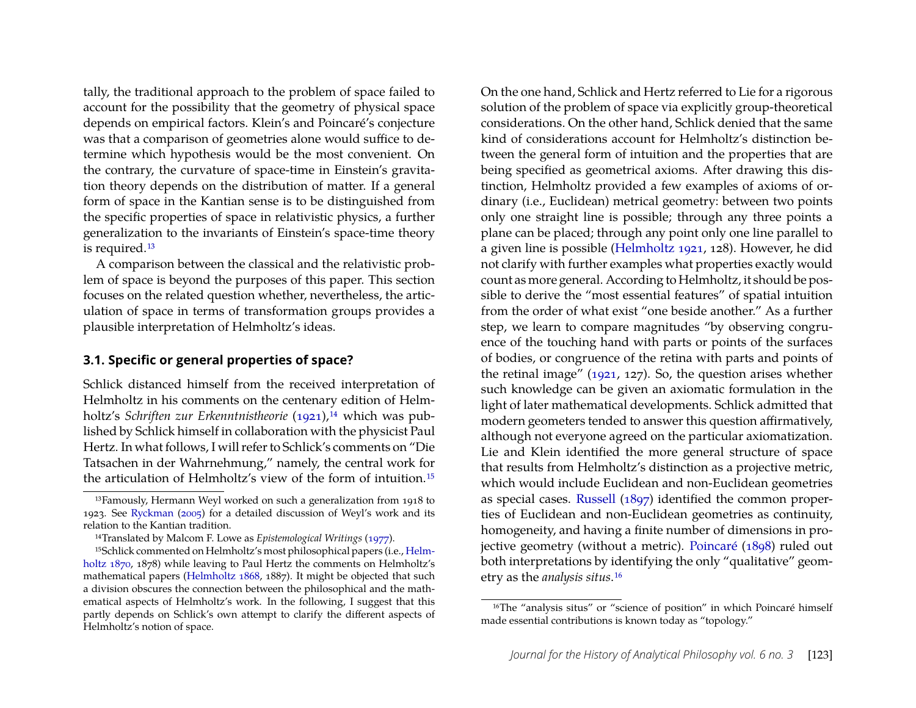tally, the traditional approach to the problem of space failed to account for the possibility that the geometry of physical space depends on empirical factors. Klein's and Poincaré's conjecture was that a comparison of geometries alone would suffice to determine which hypothesis would be the most convenient. On the contrary, the curvature of space-time in Einstein's gravitation theory depends on the distribution of matter. If a general form of space in the Kantian sense is to be distinguished from the specific properties of space in relativistic physics, a further generalization to the invariants of Einstein's space-time theory is required.[13]

A comparison between the classical and the relativistic problem of space is beyond the purposes of this paper. This section focuses on the related question whether, nevertheless, the articulation of space in terms of transformation groups provides a plausible interpretation of Helmholtz's ideas.

### 3.1. Specific or general properties of space?

Schlick distanced himself from the received interpretation of Helmholtz in his comments on the centenary edition of Helmholtz's *Schriften zur Erkenntnistheorie* (1921),[14] which was published by Schlick himself in collaboration with the physicist Paul Hertz. In what follows, I will refer to Schlick's comments on "Die Tatsachen in der Wahrnehmung," namely, the central work for the articulation of Helmholtz's view of the form of intuition.[15] On the one hand, Schlick and Hertz referred to Lie for a rigorous solution of the problem of space via explicitly group-theoretical considerations. On the other hand, Schlick denied that the same kind of considerations account for Helmholtz's distinction between the general form of intuition and the properties that are being specified as geometrical axioms. After drawing this distinction, Helmholtz provided a few examples of axioms of ordinary (i.e., Euclidean) metrical geometry: between two points only one straight line is possible; through any three points a plane can be placed; through any point only one line parallel to a given line is possible (Helmholtz 1921, 128). However, he did not clarify with further examples what properties exactly would count as more general. According to Helmholtz, it should be possible to derive the "most essential features" of spatial intuition from the order of what exist "one beside another." As a further step, we learn to compare magnitudes "by observing congruence of the touching hand with parts or points of the surfaces of bodies, or congruence of the retina with parts and points of the retinal image" (1921, 127). So, the question arises whether such knowledge can be given an axiomatic formulation in the light of later mathematical developments. Schlick admitted that modern geometers tended to answer this question affirmatively, although not everyone agreed on the particular axiomatization. Lie and Klein identified the more general structure of space that results from Helmholtz's distinction as a projective metric, which would include Euclidean and non-Euclidean geometries as special cases. Russell (1897) identified the common properties of Euclidean and non-Euclidean geometries as continuity, homogeneity, and having a finite number of dimensions in projective geometry (without a metric). Poincaré (1898) ruled out both interpretations by identifying the only "qualitative" geometry as the *analysis situs*.[16]

---

[13] Famously, Hermann Weyl worked on such a generalization from 1918 to 1923. See Ryckman (2005) for a detailed discussion of Weyl's work and its relation to the Kantian tradition.

[14] Translated by Malcom F. Lowe as *Epistemological Writings* (1977).

[15] Schlick commented on Helmholtz's most philosophical papers (i.e., Helmholtz 1870, 1878) while leaving to Paul Hertz the comments on Helmholtz's mathematical papers (Helmholtz 1868, 1887). It might be objected that such a division obscures the connection between the philosophical and the mathematical aspects of Helmholtz's work. In the following, I suggest that this partly depends on Schlick's own attempt to clarify the different aspects of Helmholtz's notion of space.

[16] The "analysis situs" or "science of position" in which Poincaré himself made essential contributions is known today as "topology."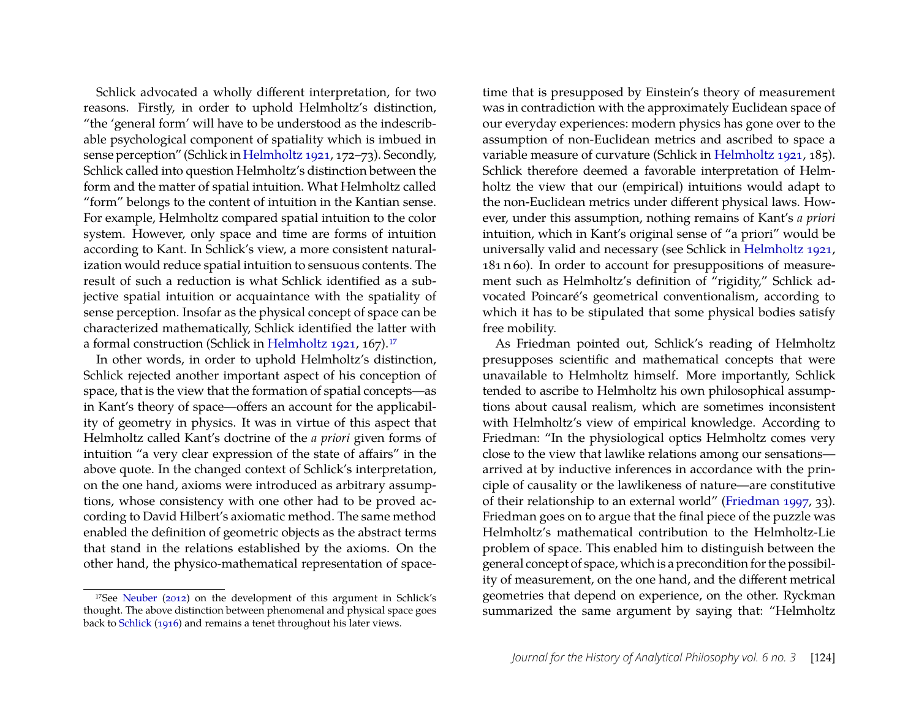Schlick advocated a wholly different interpretation, for two reasons. Firstly, in order to uphold Helmholtz's distinction, "the 'general form' will have to be understood as the indescribable psychological component of spatiality which is imbued in sense perception" (Schlick in Helmholtz 1921, 172–73). Secondly, Schlick called into question Helmholtz's distinction between the form and the matter of spatial intuition. What Helmholtz called "form" belongs to the content of intuition in the Kantian sense. For example, Helmholtz compared spatial intuition to the color system. However, only space and time are forms of intuition according to Kant. In Schlick's view, a more consistent naturalization would reduce spatial intuition to sensuous contents. The result of such a reduction is what Schlick identified as a subjective spatial intuition or acquaintance with the spatiality of sense perception. Insofar as the physical concept of space can be characterized mathematically, Schlick identified the latter with a formal construction (Schlick in Helmholtz 1921, 167).[17]

In other words, in order to uphold Helmholtz's distinction, Schlick rejected another important aspect of his conception of space, that is the view that the formation of spatial concepts—as in Kant's theory of space—offers an account for the applicability of geometry in physics. It was in virtue of this aspect that Helmholtz called Kant's doctrine of the *a priori* given forms of intuition "a very clear expression of the state of affairs" in the above quote. In the changed context of Schlick's interpretation, on the one hand, axioms were introduced as arbitrary assumptions, whose consistency with one other had to be proved according to David Hilbert's axiomatic method. The same method enabled the definition of geometric objects as the abstract terms that stand in the relations established by the axioms. On the other hand, the physico-mathematical representation of space-time that is presupposed by Einstein's theory of measurement was in contradiction with the approximately Euclidean space of our everyday experiences: modern physics has gone over to the assumption of non-Euclidean metrics and ascribed to space a variable measure of curvature (Schlick in Helmholtz 1921, 185). Schlick therefore deemed a favorable interpretation of Helmholtz the view that our (empirical) intuitions would adapt to the non-Euclidean metrics under different physical laws. However, under this assumption, nothing remains of Kant's *a priori* intuition, which in Kant's original sense of "a priori" would be universally valid and necessary (see Schlick in Helmholtz 1921, 181 n 60). In order to account for presuppositions of measurement such as Helmholtz's definition of "rigidity," Schlick advocated Poincaré's geometrical conventionalism, according to which it has to be stipulated that some physical bodies satisfy free mobility.

As Friedman pointed out, Schlick's reading of Helmholtz presupposes scientific and mathematical concepts that were unavailable to Helmholtz himself. More importantly, Schlick tended to ascribe to Helmholtz his own philosophical assumptions about causal realism, which are sometimes inconsistent with Helmholtz's view of empirical knowledge. According to Friedman: "In the physiological optics Helmholtz comes very close to the view that lawlike relations among our sensations—arrived at by inductive inferences in accordance with the principle of causality or the lawlikeness of nature—are constitutive of their relationship to an external world" (Friedman 1997, 33). Friedman goes on to argue that the final piece of the puzzle was Helmholtz's mathematical contribution to the Helmholtz-Lie problem of space. This enabled him to distinguish between the general concept of space, which is a precondition for the possibility of measurement, on the one hand, and the different metrical geometries that depend on experience, on the other. Ryckman summarized the same argument by saying that: "Helmholtz

[17] See Neuber (2012) on the development of this argument in Schlick's thought. The above distinction between phenomenal and physical space goes back to Schlick (1916) and remains a tenet throughout his later views.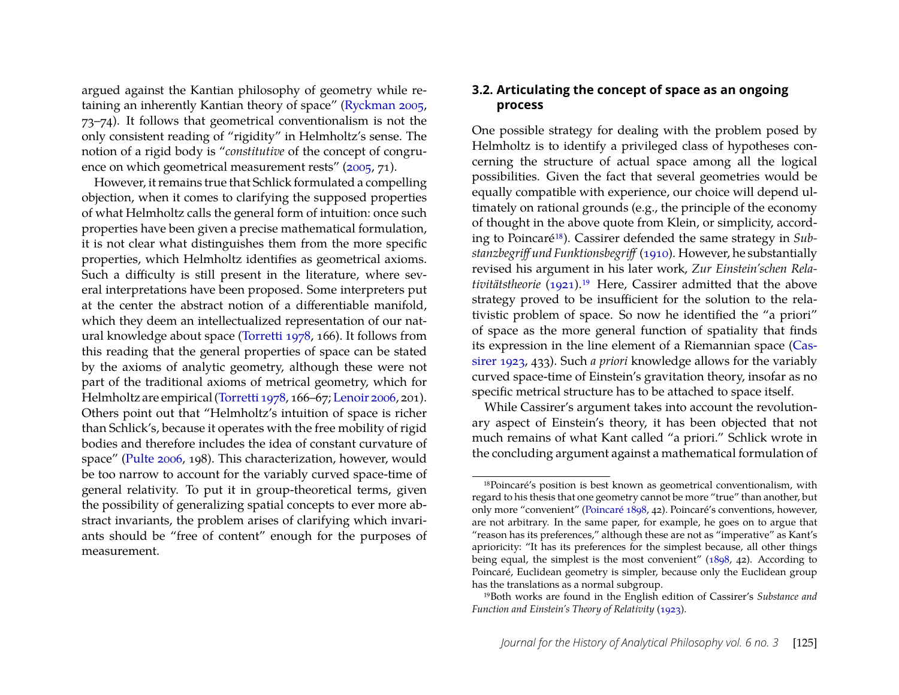argued against the Kantian philosophy of geometry while retaining an inherently Kantian theory of space" (Ryckman 2005, 73–74). It follows that geometrical conventionalism is not the only consistent reading of "rigidity" in Helmholtz's sense. The notion of a rigid body is "*constitutive* of the concept of congruence on which geometrical measurement rests" (2005, 71).

However, it remains true that Schlick formulated a compelling objection, when it comes to clarifying the supposed properties of what Helmholtz calls the general form of intuition: once such properties have been given a precise mathematical formulation, it is not clear what distinguishes them from the more specific properties, which Helmholtz identifies as geometrical axioms. Such a difficulty is still present in the literature, where several interpretations have been proposed. Some interpreters put at the center the abstract notion of a differentiable manifold, which they deem an intellectualized representation of our natural knowledge about space (Torretti 1978, 166). It follows from this reading that the general properties of space can be stated by the axioms of analytic geometry, although these were not part of the traditional axioms of metrical geometry, which for Helmholtz are empirical (Torretti 1978, 166–67; Lenoir 2006, 201). Others point out that "Helmholtz's intuition of space is richer than Schlick's, because it operates with the free mobility of rigid bodies and therefore includes the idea of constant curvature of space" (Pulte 2006, 198). This characterization, however, would be too narrow to account for the variably curved space-time of general relativity. To put it in group-theoretical terms, given the possibility of generalizing spatial concepts to ever more abstract invariants, the problem arises of clarifying which invariants should be "free of content" enough for the purposes of measurement.

### 3.2. Articulating the concept of space as an ongoing process

One possible strategy for dealing with the problem posed by Helmholtz is to identify a privileged class of hypotheses concerning the structure of actual space among all the logical possibilities. Given the fact that several geometries would be equally compatible with experience, our choice will depend ultimately on rational grounds (e.g., the principle of the economy of thought in the above quote from Klein, or simplicity, according to Poincaré[18]). Cassirer defended the same strategy in *Substanzbegriff und Funktionsbegriff* (1910). However, he substantially revised his argument in his later work, *Zur Einstein'schen Relativitätstheorie* (1921).[19] Here, Cassirer admitted that the above strategy proved to be insufficient for the solution to the relativistic problem of space. So now he identified the "a priori" of space as the more general function of spatiality that finds its expression in the line element of a Riemannian space (Cassirer 1923, 433). Such *a priori* knowledge allows for the variably curved space-time of Einstein's gravitation theory, insofar as no specific metrical structure has to be attached to space itself.

While Cassirer's argument takes into account the revolutionary aspect of Einstein's theory, it has been objected that not much remains of what Kant called "a priori." Schlick wrote in the concluding argument against a mathematical formulation of

[18] Poincaré's position is best known as geometrical conventionalism, with regard to his thesis that one geometry cannot be more "true" than another, but only more "convenient" (Poincaré 1898, 42). Poincaré's conventions, however, are not arbitrary. In the same paper, for example, he goes on to argue that "reason has its preferences," although these are not as "imperative" as Kant's aprioricity: "It has its preferences for the simplest because, all other things being equal, the simplest is the most convenient" (1898, 42). According to Poincaré, Euclidean geometry is simpler, because only the Euclidean group has the translations as a normal subgroup.

[19] Both works are found in the English edition of Cassirer's *Substance and Function and Einstein's Theory of Relativity* (1923).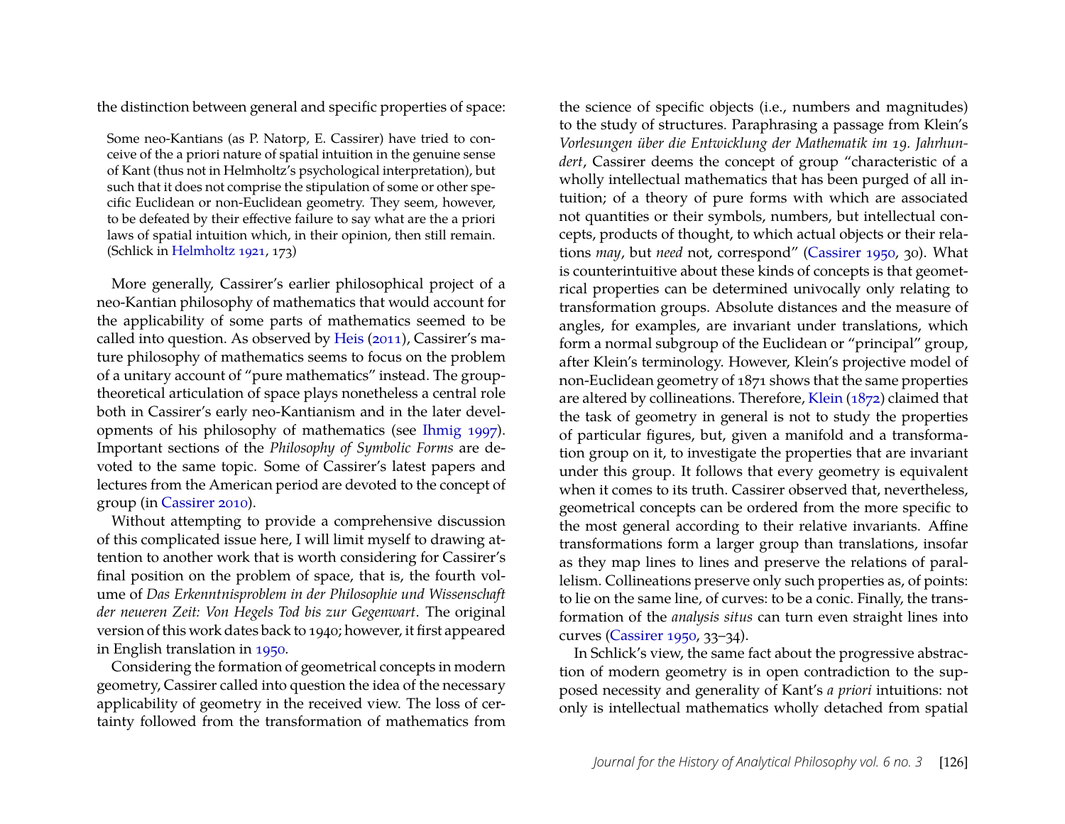the distinction between general and specific properties of space:

> Some neo-Kantians (as P. Natorp, E. Cassirer) have tried to conceive of the a priori nature of spatial intuition in the genuine sense of Kant (thus not in Helmholtz's psychological interpretation), but such that it does not comprise the stipulation of some or other specific Euclidean or non-Euclidean geometry. They seem, however, to be defeated by their effective failure to say what are the a priori laws of spatial intuition which, in their opinion, then still remain. (Schlick in Helmholtz 1921, 173)

More generally, Cassirer's earlier philosophical project of a neo-Kantian philosophy of mathematics that would account for the applicability of some parts of mathematics seemed to be called into question. As observed by Heis (2011), Cassirer's mature philosophy of mathematics seems to focus on the problem of a unitary account of "pure mathematics" instead. The group-theoretical articulation of space plays nonetheless a central role both in Cassirer's early neo-Kantianism and in the later developments of his philosophy of mathematics (see Ihmig 1997). Important sections of the *Philosophy of Symbolic Forms* are devoted to the same topic. Some of Cassirer's latest papers and lectures from the American period are devoted to the concept of group (in Cassirer 2010).

Without attempting to provide a comprehensive discussion of this complicated issue here, I will limit myself to drawing attention to another work that is worth considering for Cassirer's final position on the problem of space, that is, the fourth volume of *Das Erkenntnisproblem in der Philosophie und Wissenschaft der neueren Zeit: Von Hegels Tod bis zur Gegenwart*. The original version of this work dates back to 1940; however, it first appeared in English translation in 1950.

Considering the formation of geometrical concepts in modern geometry, Cassirer called into question the idea of the necessary applicability of geometry in the received view. The loss of certainty followed from the transformation of mathematics from the science of specific objects (i.e., numbers and magnitudes) to the study of structures. Paraphrasing a passage from Klein's *Vorlesungen über die Entwicklung der Mathematik im 19. Jahrhundert*, Cassirer deems the concept of group "characteristic of a wholly intellectual mathematics that has been purged of all intuition; of a theory of pure forms with which are associated not quantities or their symbols, numbers, but intellectual concepts, products of thought, to which actual objects or their relations *may*, but *need* not, correspond" (Cassirer 1950, 30). What is counterintuitive about these kinds of concepts is that geometrical properties can be determined univocally only relating to transformation groups. Absolute distances and the measure of angles, for examples, are invariant under translations, which form a normal subgroup of the Euclidean or "principal" group, after Klein's terminology. However, Klein's projective model of non-Euclidean geometry of 1871 shows that the same properties are altered by collineations. Therefore, Klein (1872) claimed that the task of geometry in general is not to study the properties of particular figures, but, given a manifold and a transformation group on it, to investigate the properties that are invariant under this group. It follows that every geometry is equivalent when it comes to its truth. Cassirer observed that, nevertheless, geometrical concepts can be ordered from the more specific to the most general according to their relative invariants. Affine transformations form a larger group than translations, insofar as they map lines to lines and preserve the relations of parallelism. Collineations preserve only such properties as, of points: to lie on the same line, of curves: to be a conic. Finally, the transformation of the *analysis situs* can turn even straight lines into curves (Cassirer 1950, 33–34).

In Schlick's view, the same fact about the progressive abstraction of modern geometry is in open contradiction to the supposed necessity and generality of Kant's *a priori* intuitions: not only is intellectual mathematics wholly detached from spatial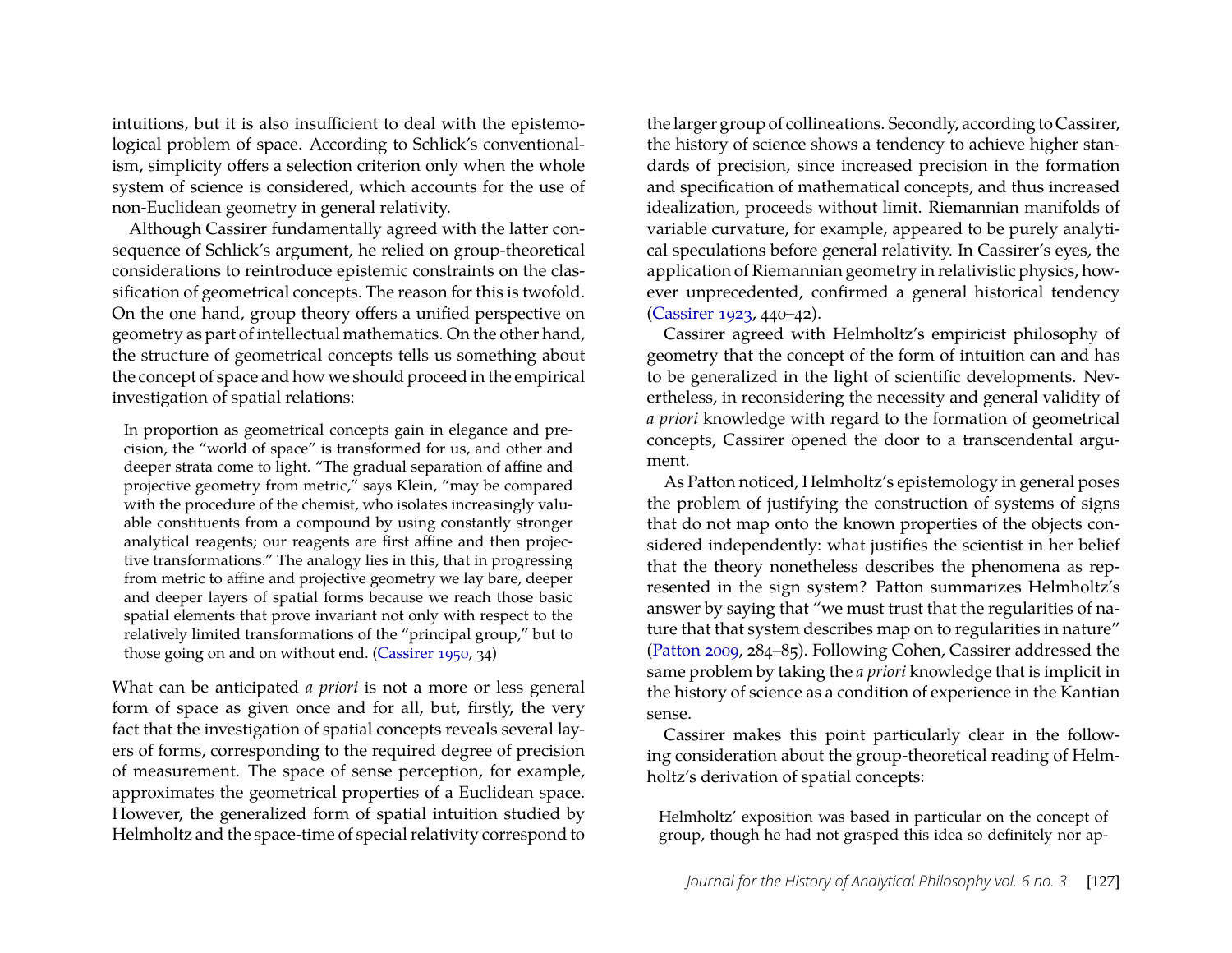intuitions, but it is also insufficient to deal with the epistemological problem of space. According to Schlick's conventionalism, simplicity offers a selection criterion only when the whole system of science is considered, which accounts for the use of non-Euclidean geometry in general relativity.

Although Cassirer fundamentally agreed with the latter consequence of Schlick's argument, he relied on group-theoretical considerations to reintroduce epistemic constraints on the classification of geometrical concepts. The reason for this is twofold. On the one hand, group theory offers a unified perspective on geometry as part of intellectual mathematics. On the other hand, the structure of geometrical concepts tells us something about the concept of space and how we should proceed in the empirical investigation of spatial relations:

> In proportion as geometrical concepts gain in elegance and precision, the "world of space" is transformed for us, and other and deeper strata come to light. "The gradual separation of affine and projective geometry from metric," says Klein, "may be compared with the procedure of the chemist, who isolates increasingly valuable constituents from a compound by using constantly stronger analytical reagents; our reagents are first affine and then projective transformations." The analogy lies in this, that in progressing from metric to affine and projective geometry we lay bare, deeper and deeper layers of spatial forms because we reach those basic spatial elements that prove invariant not only with respect to the relatively limited transformations of the "principal group," but to those going on and on without end. (Cassirer 1950, 34)

What can be anticipated *a priori* is not a more or less general form of space as given once and for all, but, firstly, the very fact that the investigation of spatial concepts reveals several layers of forms, corresponding to the required degree of precision of measurement. The space of sense perception, for example, approximates the geometrical properties of a Euclidean space. However, the generalized form of spatial intuition studied by Helmholtz and the space-time of special relativity correspond to the larger group of collineations. Secondly, according to Cassirer, the history of science shows a tendency to achieve higher standards of precision, since increased precision in the formation and specification of mathematical concepts, and thus increased idealization, proceeds without limit. Riemannian manifolds of variable curvature, for example, appeared to be purely analytical speculations before general relativity. In Cassirer's eyes, the application of Riemannian geometry in relativistic physics, however unprecedented, confirmed a general historical tendency (Cassirer 1923, 440–42).

Cassirer agreed with Helmholtz's empiricist philosophy of geometry that the concept of the form of intuition can and has to be generalized in the light of scientific developments. Nevertheless, in reconsidering the necessity and general validity of *a priori* knowledge with regard to the formation of geometrical concepts, Cassirer opened the door to a transcendental argument.

As Patton noticed, Helmholtz's epistemology in general poses the problem of justifying the construction of systems of signs that do not map onto the known properties of the objects considered independently: what justifies the scientist in her belief that the theory nonetheless describes the phenomena as represented in the sign system? Patton summarizes Helmholtz's answer by saying that "we must trust that the regularities of nature that that system describes map on to regularities in nature" (Patton 2009, 284–85). Following Cohen, Cassirer addressed the same problem by taking the *a priori* knowledge that is implicit in the history of science as a condition of experience in the Kantian sense.

Cassirer makes this point particularly clear in the following consideration about the group-theoretical reading of Helmholtz's derivation of spatial concepts:

> Helmholtz' exposition was based in particular on the concept of group, though he had not grasped this idea so definitely nor ap-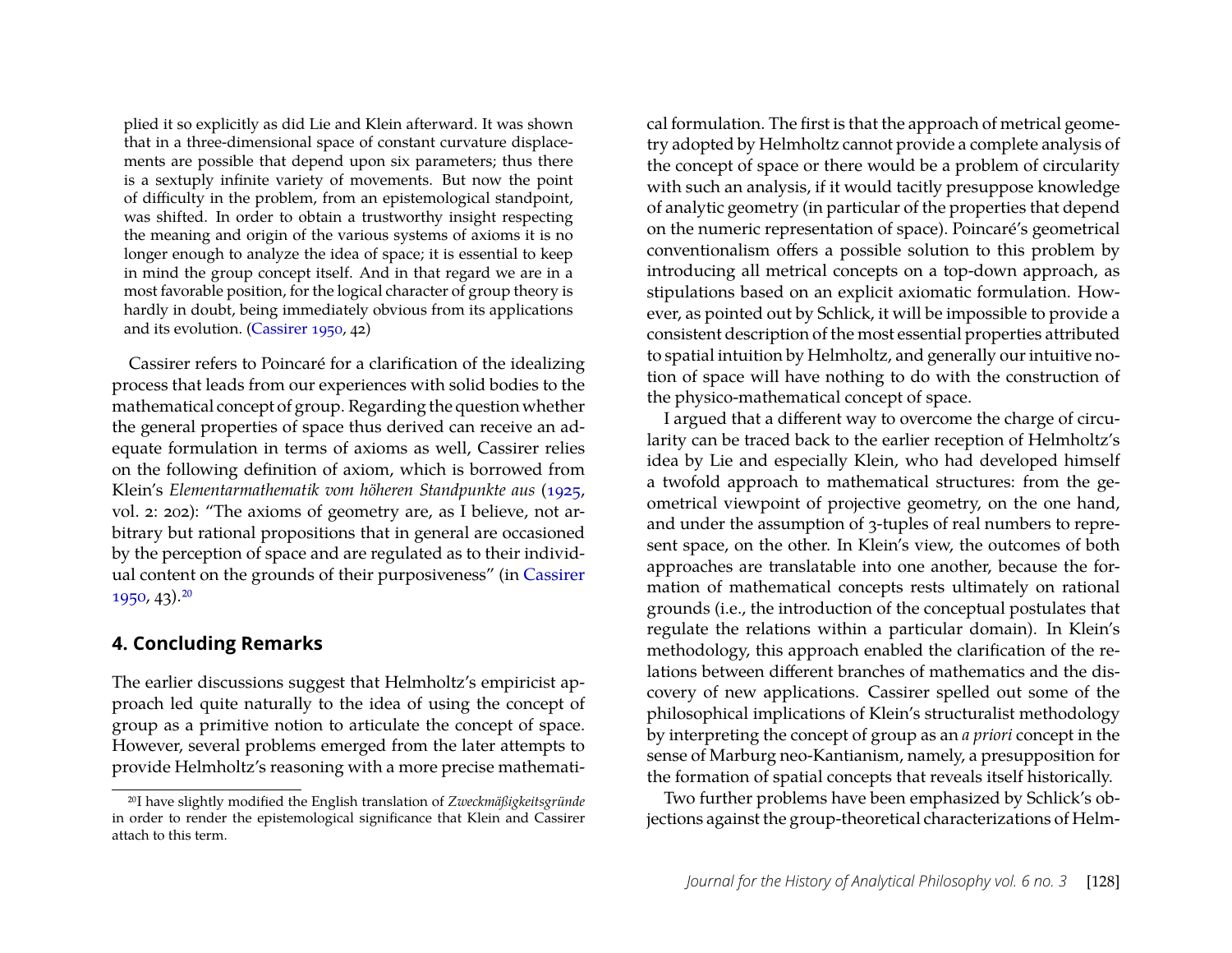plied it so explicitly as did Lie and Klein afterward. It was shown that in a three-dimensional space of constant curvature displacements are possible that depend upon six parameters; thus there is a sextuply infinite variety of movements. But now the point of difficulty in the problem, from an epistemological standpoint, was shifted. In order to obtain a trustworthy insight respecting the meaning and origin of the various systems of axioms it is no longer enough to analyze the idea of space; it is essential to keep in mind the group concept itself. And in that regard we are in a most favorable position, for the logical character of group theory is hardly in doubt, being immediately obvious from its applications and its evolution. (Cassirer 1950, 42)

Cassirer refers to Poincaré for a clarification of the idealizing process that leads from our experiences with solid bodies to the mathematical concept of group. Regarding the question whether the general properties of space thus derived can receive an adequate formulation in terms of axioms as well, Cassirer relies on the following definition of axiom, which is borrowed from Klein's *Elementarmathematik vom höheren Standpunkte aus* (1925, vol. 2: 202): "The axioms of geometry are, as I believe, not arbitrary but rational propositions that in general are occasioned by the perception of space and are regulated as to their individual content on the grounds of their purposiveness" (in Cassirer 1950, 43).[20]

## 4. Concluding Remarks

The earlier discussions suggest that Helmholtz's empiricist approach led quite naturally to the idea of using the concept of group as a primitive notion to articulate the concept of space. However, several problems emerged from the later attempts to provide Helmholtz's reasoning with a more precise mathematical formulation. The first is that the approach of metrical geometry adopted by Helmholtz cannot provide a complete analysis of the concept of space or there would be a problem of circularity with such an analysis, if it would tacitly presuppose knowledge of analytic geometry (in particular of the properties that depend on the numeric representation of space). Poincaré's geometrical conventionalism offers a possible solution to this problem by introducing all metrical concepts on a top-down approach, as stipulations based on an explicit axiomatic formulation. However, as pointed out by Schlick, it will be impossible to provide a consistent description of the most essential properties attributed to spatial intuition by Helmholtz, and generally our intuitive notion of space will have nothing to do with the construction of the physico-mathematical concept of space.

I argued that a different way to overcome the charge of circularity can be traced back to the earlier reception of Helmholtz's idea by Lie and especially Klein, who had developed himself a twofold approach to mathematical structures: from the geometrical viewpoint of projective geometry, on the one hand, and under the assumption of 3-tuples of real numbers to represent space, on the other. In Klein's view, the outcomes of both approaches are translatable into one another, because the formation of mathematical concepts rests ultimately on rational grounds (i.e., the introduction of the conceptual postulates that regulate the relations within a particular domain). In Klein's methodology, this approach enabled the clarification of the relations between different branches of mathematics and the discovery of new applications. Cassirer spelled out some of the philosophical implications of Klein's structuralist methodology by interpreting the concept of group as an *a priori* concept in the sense of Marburg neo-Kantianism, namely, a presupposition for the formation of spatial concepts that reveals itself historically.

Two further problems have been emphasized by Schlick's objections against the group-theoretical characterizations of Helm-

[20] I have slightly modified the English translation of *Zweckmäßigkeitsgründe* in order to render the epistemological significance that Klein and Cassirer attach to this term.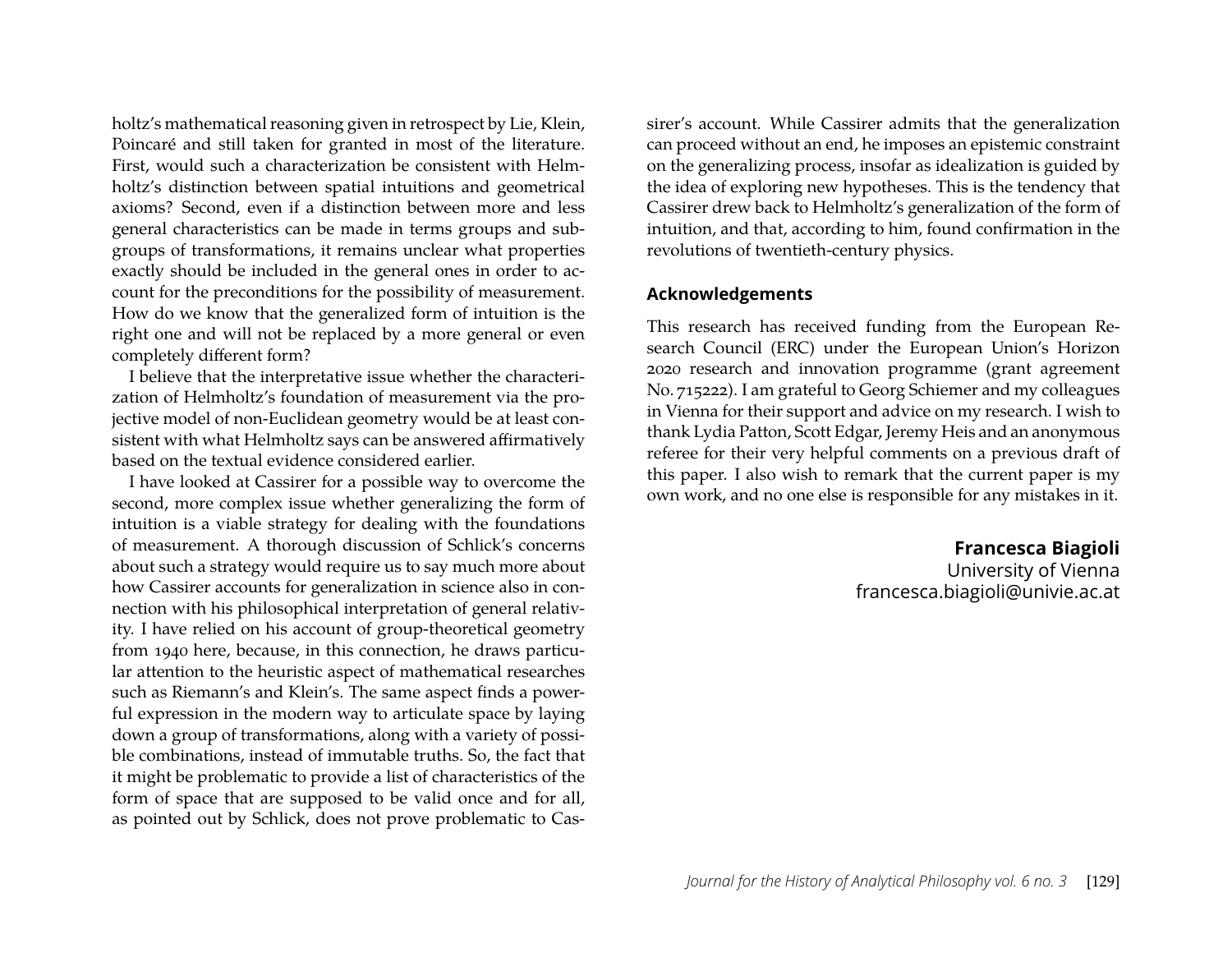holtz's mathematical reasoning given in retrospect by Lie, Klein, Poincaré and still taken for granted in most of the literature. First, would such a characterization be consistent with Helmholtz's distinction between spatial intuitions and geometrical axioms? Second, even if a distinction between more and less general characteristics can be made in terms groups and subgroups of transformations, it remains unclear what properties exactly should be included in the general ones in order to account for the preconditions for the possibility of measurement. How do we know that the generalized form of intuition is the right one and will not be replaced by a more general or even completely different form?

I believe that the interpretative issue whether the characterization of Helmholtz's foundation of measurement via the projective model of non-Euclidean geometry would be at least consistent with what Helmholtz says can be answered affirmatively based on the textual evidence considered earlier.

I have looked at Cassirer for a possible way to overcome the second, more complex issue whether generalizing the form of intuition is a viable strategy for dealing with the foundations of measurement. A thorough discussion of Schlick's concerns about such a strategy would require us to say much more about how Cassirer accounts for generalization in science also in connection with his philosophical interpretation of general relativity. I have relied on his account of group-theoretical geometry from 1940 here, because, in this connection, he draws particular attention to the heuristic aspect of mathematical researches such as Riemann's and Klein's. The same aspect finds a powerful expression in the modern way to articulate space by laying down a group of transformations, along with a variety of possible combinations, instead of immutable truths. So, the fact that it might be problematic to provide a list of characteristics of the form of space that are supposed to be valid once and for all, as pointed out by Schlick, does not prove problematic to Cassirer's account. While Cassirer admits that the generalization can proceed without an end, he imposes an epistemic constraint on the generalizing process, insofar as idealization is guided by the idea of exploring new hypotheses. This is the tendency that Cassirer drew back to Helmholtz's generalization of the form of intuition, and that, according to him, found confirmation in the revolutions of twentieth-century physics.

## Acknowledgements

This research has received funding from the European Research Council (ERC) under the European Union's Horizon 2020 research and innovation programme (grant agreement No. 715222). I am grateful to Georg Schiemer and my colleagues in Vienna for their support and advice on my research. I wish to thank Lydia Patton, Scott Edgar, Jeremy Heis and an anonymous referee for their very helpful comments on a previous draft of this paper. I also wish to remark that the current paper is my own work, and no one else is responsible for any mistakes in it.

**Francesca Biagioli**
University of Vienna
francesca.biagioli@univie.ac.at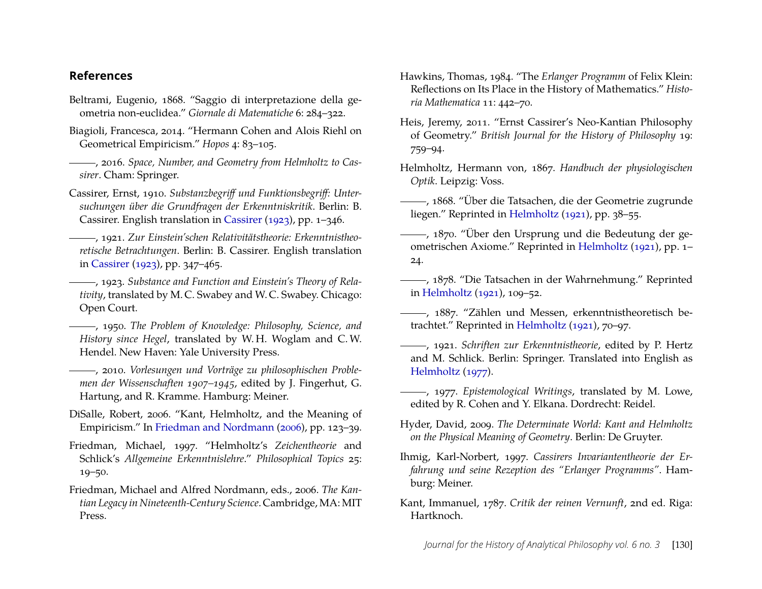## References

Beltrami, Eugenio, 1868. "Saggio di interpretazione della geometria non-euclidea." *Giornale di Matematiche* 6: 284–322.

Biagioli, Francesca, 2014. "Hermann Cohen and Alois Riehl on Geometrical Empiricism." *Hopos* 4: 83–105.

———, 2016. *Space, Number, and Geometry from Helmholtz to Cassirer*. Cham: Springer.

Cassirer, Ernst, 1910. *Substanzbegriff und Funktionsbegriff: Untersuchungen über die Grundfragen der Erkenntniskritik*. Berlin: B. Cassirer. English translation in Cassirer (1923), pp. 1–346.

———, 1921. *Zur Einstein'schen Relativitätstheorie: Erkenntnistheoretische Betrachtungen*. Berlin: B. Cassirer. English translation in Cassirer (1923), pp. 347–465.

———, 1923. *Substance and Function and Einstein's Theory of Relativity*, translated by M. C. Swabey and W. C. Swabey. Chicago: Open Court.

———, 1950. *The Problem of Knowledge: Philosophy, Science, and History since Hegel*, translated by W. H. Woglam and C. W. Hendel. New Haven: Yale University Press.

———, 2010. *Vorlesungen und Vorträge zu philosophischen Problemen der Wissenschaften 1907–1945*, edited by J. Fingerhut, G. Hartung, and R. Kramme. Hamburg: Meiner.

DiSalle, Robert, 2006. "Kant, Helmholtz, and the Meaning of Empiricism." In Friedman and Nordmann (2006), pp. 123–39.

Friedman, Michael, 1997. "Helmholtz's *Zeichentheorie* and Schlick's *Allgemeine Erkenntnislehre*." *Philosophical Topics* 25: 19–50.

Friedman, Michael and Alfred Nordmann, eds., 2006. *The Kantian Legacy in Nineteenth-Century Science*. Cambridge, MA: MIT Press.

Hawkins, Thomas, 1984. "The *Erlanger Programm* of Felix Klein: Reflections on Its Place in the History of Mathematics." *Historia Mathematica* 11: 442–70.

Heis, Jeremy, 2011. "Ernst Cassirer's Neo-Kantian Philosophy of Geometry." *British Journal for the History of Philosophy* 19: 759–94.

Helmholtz, Hermann von, 1867. *Handbuch der physiologischen Optik*. Leipzig: Voss.

———, 1868. "Über die Tatsachen, die der Geometrie zugrunde liegen." Reprinted in Helmholtz (1921), pp. 38–55.

———, 1870. "Über den Ursprung und die Bedeutung der geometrischen Axiome." Reprinted in Helmholtz (1921), pp. 1–24.

———, 1878. "Die Tatsachen in der Wahrnehmung." Reprinted in Helmholtz (1921), 109–52.

———, 1887. "Zählen und Messen, erkenntnistheoretisch betrachtet." Reprinted in Helmholtz (1921), 70–97.

———, 1921. *Schriften zur Erkenntnistheorie*, edited by P. Hertz and M. Schlick. Berlin: Springer. Translated into English as Helmholtz (1977).

———, 1977. *Epistemological Writings*, translated by M. Lowe, edited by R. Cohen and Y. Elkana. Dordrecht: Reidel.

Hyder, David, 2009. *The Determinate World: Kant and Helmholtz on the Physical Meaning of Geometry*. Berlin: De Gruyter.

Ihmig, Karl-Norbert, 1997. *Cassirers Invariantentheorie der Erfahrung und seine Rezeption des "Erlanger Programms"*. Hamburg: Meiner.

Kant, Immanuel, 1787. *Critik der reinen Vernunft*, 2nd ed. Riga: Hartknoch.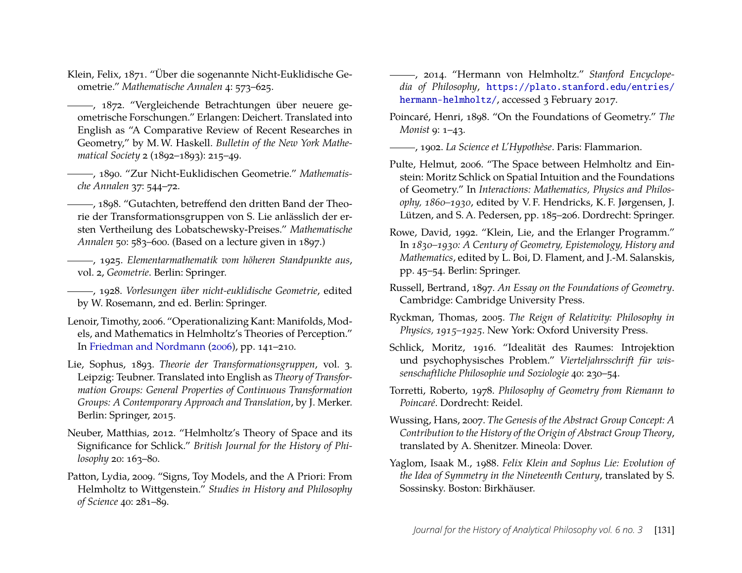Klein, Felix, 1871. "Über die sogenannte Nicht-Euklidische Geometrie." *Mathematische Annalen* 4: 573–625.

———, 1872. "Vergleichende Betrachtungen über neuere geometrische Forschungen." Erlangen: Deichert. Translated into English as "A Comparative Review of Recent Researches in Geometry," by M. W. Haskell. *Bulletin of the New York Mathematical Society* 2 (1892–1893): 215–49.

———, 1890. "Zur Nicht-Euklidischen Geometrie." *Mathematische Annalen* 37: 544–72.

———, 1898. "Gutachten, betreffend den dritten Band der Theorie der Transformationsgruppen von S. Lie anlässlich der ersten Vertheilung des Lobatschewsky-Preises." *Mathematische Annalen* 50: 583–600. (Based on a lecture given in 1897.)

———, 1925. *Elementarmathematik vom höheren Standpunkte aus*, vol. 2, *Geometrie*. Berlin: Springer.

———, 1928. *Vorlesungen über nicht-euklidische Geometrie*, edited by W. Rosemann, 2nd ed. Berlin: Springer.

Lenoir, Timothy, 2006. "Operationalizing Kant: Manifolds, Models, and Mathematics in Helmholtz's Theories of Perception." In Friedman and Nordmann (2006), pp. 141–210.

Lie, Sophus, 1893. *Theorie der Transformationsgruppen*, vol. 3. Leipzig: Teubner. Translated into English as *Theory of Transformation Groups: General Properties of Continuous Transformation Groups: A Contemporary Approach and Translation*, by J. Merker. Berlin: Springer, 2015.

Neuber, Matthias, 2012. "Helmholtz's Theory of Space and its Significance for Schlick." *British Journal for the History of Philosophy* 20: 163–80.

Patton, Lydia, 2009. "Signs, Toy Models, and the A Priori: From Helmholtz to Wittgenstein." *Studies in History and Philosophy of Science* 40: 281–89.

———, 2014. "Hermann von Helmholtz." *Stanford Encyclopedia of Philosophy*, https://plato.stanford.edu/entries/hermann-helmholtz/, accessed 3 February 2017.

Poincaré, Henri, 1898. "On the Foundations of Geometry." *The Monist* 9: 1–43.

———, 1902. *La Science et L'Hypothèse*. Paris: Flammarion.

Pulte, Helmut, 2006. "The Space between Helmholtz and Einstein: Moritz Schlick on Spatial Intuition and the Foundations of Geometry." In *Interactions: Mathematics, Physics and Philosophy, 1860–1930*, edited by V. F. Hendricks, K. F. Jørgensen, J. Lützen, and S. A. Pedersen, pp. 185–206. Dordrecht: Springer.

Rowe, David, 1992. "Klein, Lie, and the Erlanger Programm." In *1830–1930: A Century of Geometry, Epistemology, History and Mathematics*, edited by L. Boi, D. Flament, and J.-M. Salanskis, pp. 45–54. Berlin: Springer.

Russell, Bertrand, 1897. *An Essay on the Foundations of Geometry*. Cambridge: Cambridge University Press.

Ryckman, Thomas, 2005. *The Reign of Relativity: Philosophy in Physics, 1915–1925*. New York: Oxford University Press.

Schlick, Moritz, 1916. "Idealität des Raumes: Introjektion und psychophysisches Problem." *Vierteljahrsschrift für wissenschaftliche Philosophie und Soziologie* 40: 230–54.

Torretti, Roberto, 1978. *Philosophy of Geometry from Riemann to Poincaré*. Dordrecht: Reidel.

Wussing, Hans, 2007. *The Genesis of the Abstract Group Concept: A Contribution to the History of the Origin of Abstract Group Theory*, translated by A. Shenitzer. Mineola: Dover.

Yaglom, Isaak M., 1988. *Felix Klein and Sophus Lie: Evolution of the Idea of Symmetry in the Nineteenth Century*, translated by S. Sossinsky. Boston: Birkhäuser.